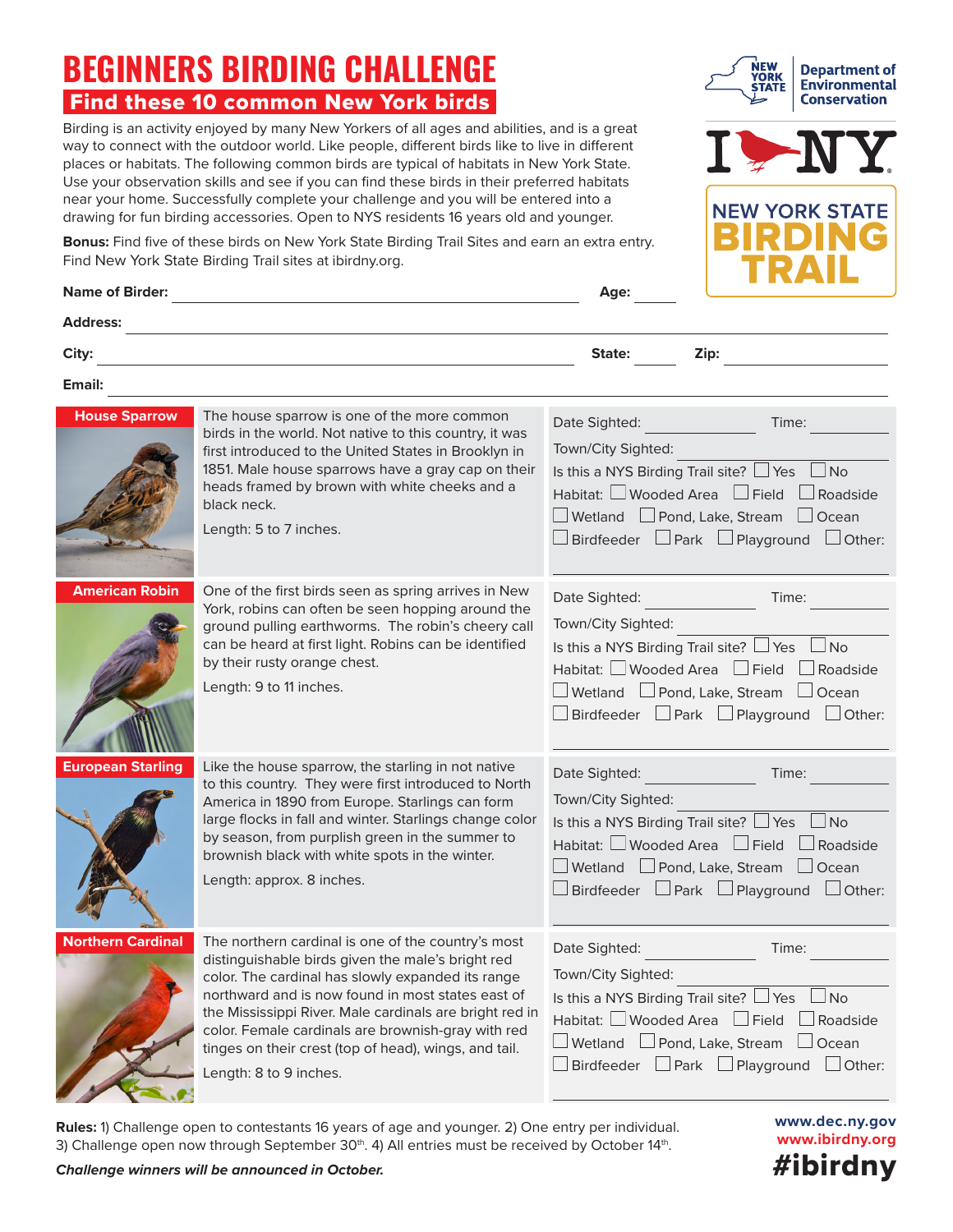# BEGINNERS BIRDING CHALLENGE

## Find these 10 common New York birds

NEW YORK STATE | Department of Environmental Conservation

I ♥ NY

NEW YORK STATE BIRDING TRAIL

Birding is an activity enjoyed by many New Yorkers of all ages and abilities, and is a great way to connect with the outdoor world. Like people, different birds like to live in different places or habitats. The following common birds are typical of habitats in New York State. Use your observation skills and see if you can find these birds in their preferred habitats near your home. Successfully complete your challenge and you will be entered into a drawing for fun birding accessories. Open to NYS residents 16 years old and younger.

**Bonus:** Find five of these birds on New York State Birding Trail Sites and earn an extra entry. Find New York State Birding Trail sites at ibirdny.org.

**Name of Birder:** ______________________ **Age:** ______

**Address:** ______________________

**City:** ______________________ **State:** ______ **Zip:** ______

**Email:** ______________________

### House Sparrow

The house sparrow is one of the more common birds in the world. Not native to this country, it was first introduced to the United States in Brooklyn in 1851. Male house sparrows have a gray cap on their heads framed by brown with white cheeks and a black neck.

Length: 5 to 7 inches.

Date Sighted: __________ Time: __________

Town/City Sighted: __________

Is this a NYS Birding Trail site? ☐ Yes ☐ No

Habitat: ☐ Wooded Area ☐ Field ☐ Roadside ☐ Wetland ☐ Pond, Lake, Stream ☐ Ocean ☐ Birdfeeder ☐ Park ☐ Playground ☐ Other: __________

### American Robin

One of the first birds seen as spring arrives in New York, robins can often be seen hopping around the ground pulling earthworms. The robin's cheery call can be heard at first light. Robins can be identified by their rusty orange chest.

Length: 9 to 11 inches.

Date Sighted: __________ Time: __________

Town/City Sighted: __________

Is this a NYS Birding Trail site? ☐ Yes ☐ No

Habitat: ☐ Wooded Area ☐ Field ☐ Roadside ☐ Wetland ☐ Pond, Lake, Stream ☐ Ocean ☐ Birdfeeder ☐ Park ☐ Playground ☐ Other: __________

### European Starling

Like the house sparrow, the starling in not native to this country. They were first introduced to North America in 1890 from Europe. Starlings can form large flocks in fall and winter. Starlings change color by season, from purplish green in the summer to brownish black with white spots in the winter.

Length: approx. 8 inches.

Date Sighted: __________ Time: __________

Town/City Sighted: __________

Is this a NYS Birding Trail site? ☐ Yes ☐ No

Habitat: ☐ Wooded Area ☐ Field ☐ Roadside ☐ Wetland ☐ Pond, Lake, Stream ☐ Ocean ☐ Birdfeeder ☐ Park ☐ Playground ☐ Other: __________

### Northern Cardinal

The northern cardinal is one of the country's most distinguishable birds given the male's bright red color. The cardinal has slowly expanded its range northward and is now found in most states east of the Mississippi River. Male cardinals are bright red in color. Female cardinals are brownish-gray with red tinges on their crest (top of head), wings, and tail.

Length: 8 to 9 inches.

Date Sighted: __________ Time: __________

Town/City Sighted: __________

Is this a NYS Birding Trail site? ☐ Yes ☐ No

Habitat: ☐ Wooded Area ☐ Field ☐ Roadside ☐ Wetland ☐ Pond, Lake, Stream ☐ Ocean ☐ Birdfeeder ☐ Park ☐ Playground ☐ Other: __________

**Rules:** 1) Challenge open to contestants 16 years of age and younger. 2) One entry per individual. 3) Challenge open now through September 30th. 4) All entries must be received by October 14th.

***Challenge winners will be announced in October.***

www.dec.ny.gov
www.ibirdny.org
#ibirdny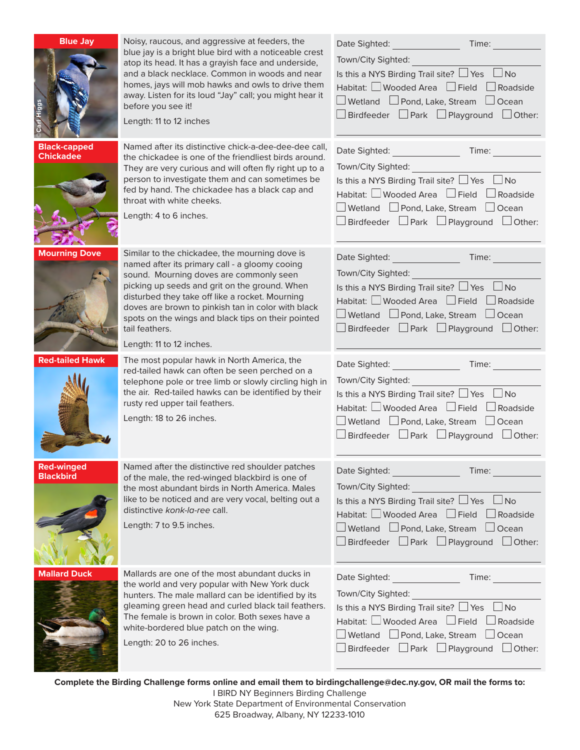## Blue Jay

©Carl Higgs

Noisy, raucous, and aggressive at feeders, the blue jay is a bright blue bird with a noticeable crest atop its head. It has a grayish face and underside, and a black necklace. Common in woods and near homes, jays will mob hawks and owls to drive them away. Listen for its loud "Jay" call; you might hear it before you see it!

Length: 11 to 12 inches

Date Sighted: ____________ Time: ____________

Town/City Sighted: ____________

Is this a NYS Birding Trail site? ☐ Yes ☐ No

Habitat: ☐ Wooded Area ☐ Field ☐ Roadside ☐ Wetland ☐ Pond, Lake, Stream ☐ Ocean ☐ Birdfeeder ☐ Park ☐ Playground ☐ Other: ____________

## Black-capped Chickadee

Named after its distinctive chick-a-dee-dee-dee call, the chickadee is one of the friendliest birds around. They are very curious and will often fly right up to a person to investigate them and can sometimes be fed by hand. The chickadee has a black cap and throat with white cheeks.

Length: 4 to 6 inches.

Date Sighted: ____________ Time: ____________

Town/City Sighted: ____________

Is this a NYS Birding Trail site? ☐ Yes ☐ No

Habitat: ☐ Wooded Area ☐ Field ☐ Roadside ☐ Wetland ☐ Pond, Lake, Stream ☐ Ocean ☐ Birdfeeder ☐ Park ☐ Playground ☐ Other: ____________

## Mourning Dove

Similar to the chickadee, the mourning dove is named after its primary call - a gloomy cooing sound. Mourning doves are commonly seen picking up seeds and grit on the ground. When disturbed they take off like a rocket. Mourning doves are brown to pinkish tan in color with black spots on the wings and black tips on their pointed tail feathers.

Length: 11 to 12 inches.

Date Sighted: ____________ Time: ____________

Town/City Sighted: ____________

Is this a NYS Birding Trail site? ☐ Yes ☐ No

Habitat: ☐ Wooded Area ☐ Field ☐ Roadside ☐ Wetland ☐ Pond, Lake, Stream ☐ Ocean ☐ Birdfeeder ☐ Park ☐ Playground ☐ Other: ____________

## Red-tailed Hawk

The most popular hawk in North America, the red-tailed hawk can often be seen perched on a telephone pole or tree limb or slowly circling high in the air. Red-tailed hawks can be identified by their rusty red upper tail feathers.

Length: 18 to 26 inches.

Date Sighted: ____________ Time: ____________

Town/City Sighted: ____________

Is this a NYS Birding Trail site? ☐ Yes ☐ No

Habitat: ☐ Wooded Area ☐ Field ☐ Roadside ☐ Wetland ☐ Pond, Lake, Stream ☐ Ocean ☐ Birdfeeder ☐ Park ☐ Playground ☐ Other: ____________

## Red-winged Blackbird

Named after the distinctive red shoulder patches of the male, the red-winged blackbird is one of the most abundant birds in North America. Males like to be noticed and are very vocal, belting out a distinctive *konk-la-ree* call.

Length: 7 to 9.5 inches.

Date Sighted: ____________ Time: ____________

Town/City Sighted: ____________

Is this a NYS Birding Trail site? ☐ Yes ☐ No

Habitat: ☐ Wooded Area ☐ Field ☐ Roadside ☐ Wetland ☐ Pond, Lake, Stream ☐ Ocean ☐ Birdfeeder ☐ Park ☐ Playground ☐ Other: ____________

## Mallard Duck

Mallards are one of the most abundant ducks in the world and very popular with New York duck hunters. The male mallard can be identified by its gleaming green head and curled black tail feathers. The female is brown in color. Both sexes have a white-bordered blue patch on the wing.

Length: 20 to 26 inches.

Date Sighted: ____________ Time: ____________

Town/City Sighted: ____________

Is this a NYS Birding Trail site? ☐ Yes ☐ No

Habitat: ☐ Wooded Area ☐ Field ☐ Roadside ☐ Wetland ☐ Pond, Lake, Stream ☐ Ocean ☐ Birdfeeder ☐ Park ☐ Playground ☐ Other: ____________

**Complete the Birding Challenge forms online and email them to birdingchallenge@dec.ny.gov, OR mail the forms to:**

I BIRD NY Beginners Birding Challenge
New York State Department of Environmental Conservation
625 Broadway, Albany, NY 12233-1010